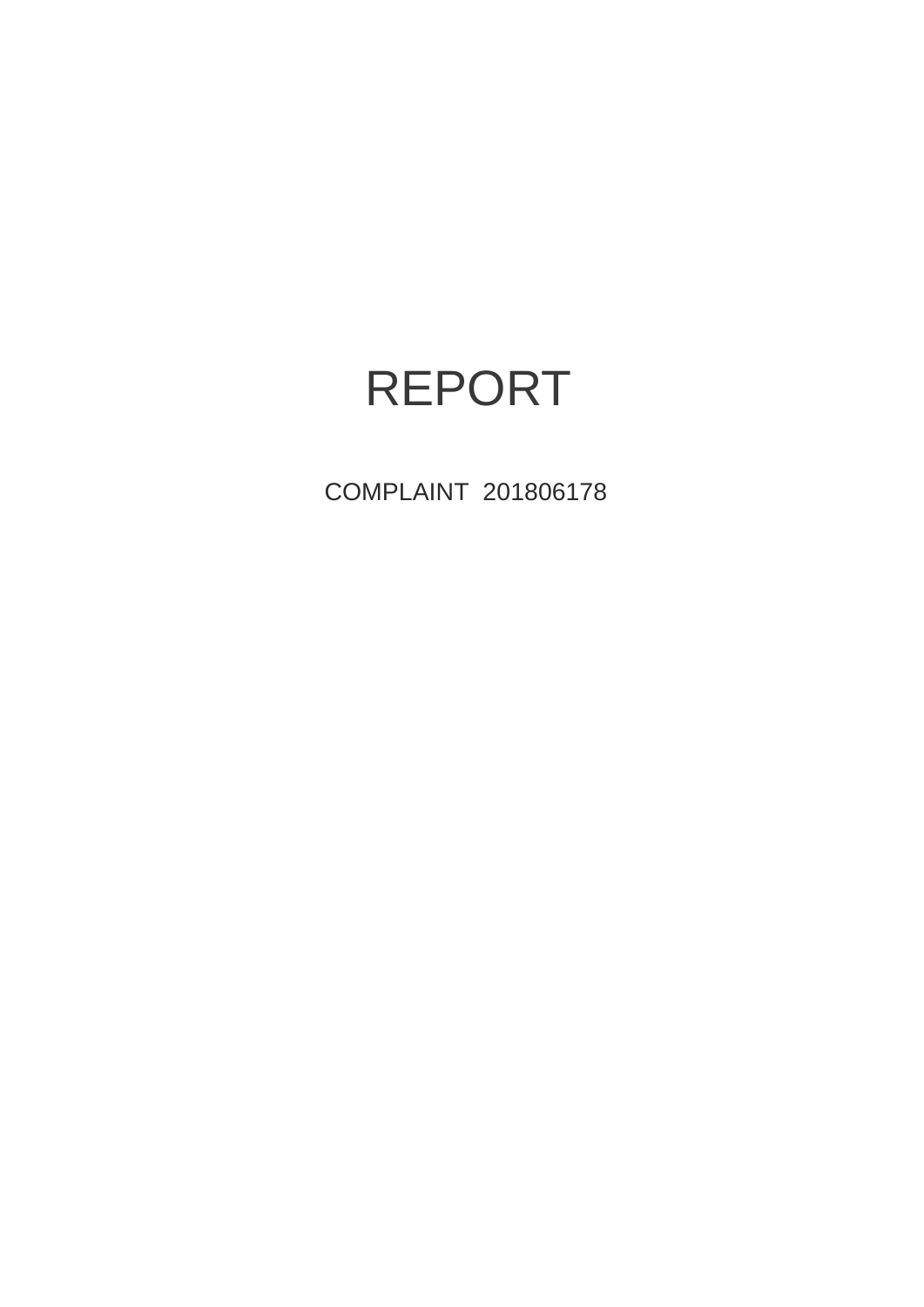# REPORT

COMPLAINT 201806178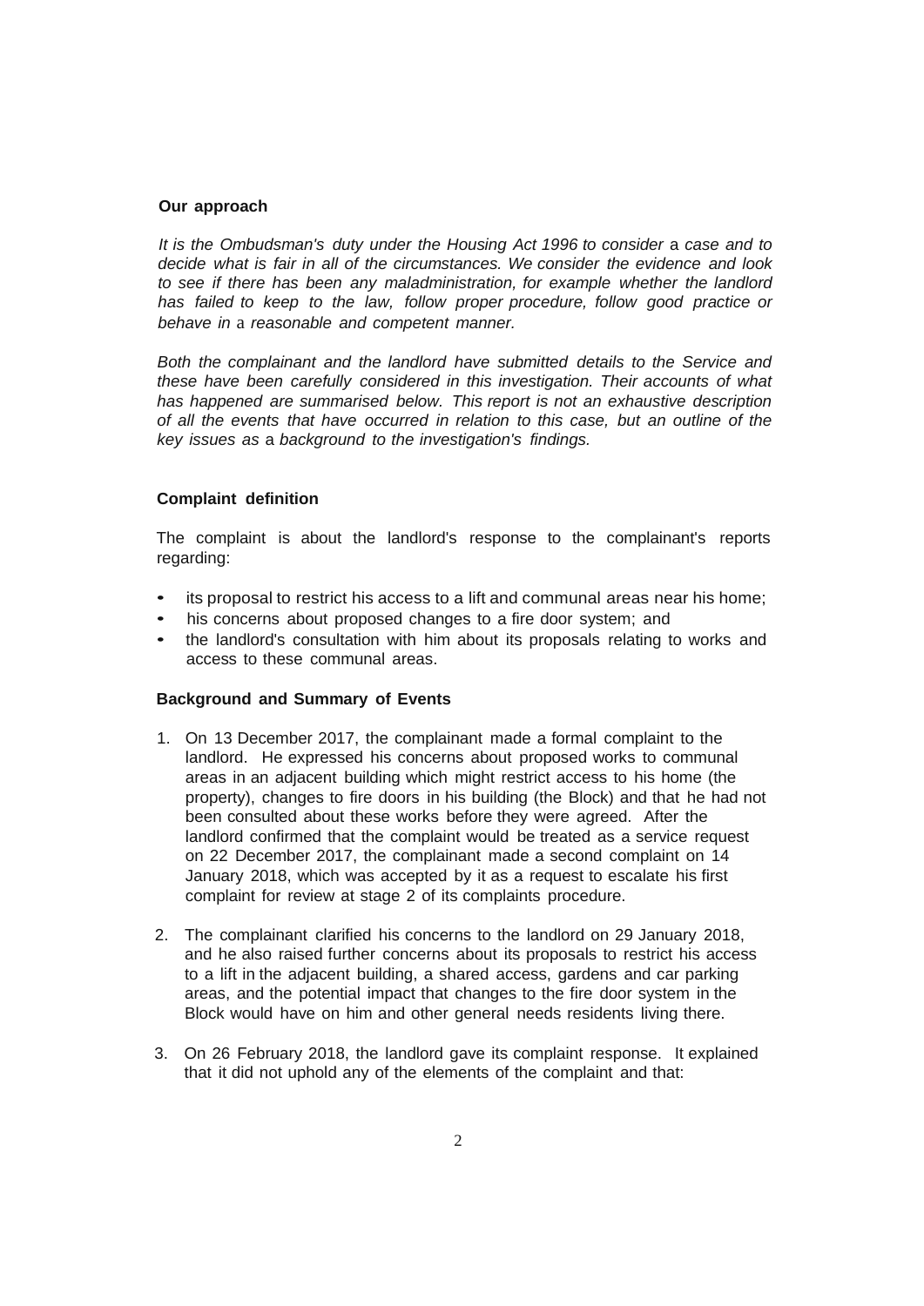## Our approach

*It is the Ombudsman's duty under the Housing Act 1996 to consider a case and to decide what is fair in all of the circumstances. We consider the evidence and look to see if there has been any maladministration, for example whether the landlord has failed to keep to the law, follow proper procedure, follow good practice or behave in a reasonable and competent manner.*

*Both the complainant and the landlord have submitted details to the Service and these have been carefully considered in this investigation. Their accounts of what has happened are summarised below. This report is not an exhaustive description of all the events that have occurred in relation to this case, but an outline of the key issues as a background to the investigation's findings.*

## Complaint definition

The complaint is about the landlord's response to the complainant's reports regarding:

- its proposal to restrict his access to a lift and communal areas near his home;
- his concerns about proposed changes to a fire door system; and
- the landlord's consultation with him about its proposals relating to works and access to these communal areas.

## Background and Summary of Events

1. On 13 December 2017, the complainant made a formal complaint to the landlord. He expressed his concerns about proposed works to communal areas in an adjacent building which might restrict access to his home (the property), changes to fire doors in his building (the Block) and that he had not been consulted about these works before they were agreed. After the landlord confirmed that the complaint would be treated as a service request on 22 December 2017, the complainant made a second complaint on 14 January 2018, which was accepted by it as a request to escalate his first complaint for review at stage 2 of its complaints procedure.

2. The complainant clarified his concerns to the landlord on 29 January 2018, and he also raised further concerns about its proposals to restrict his access to a lift in the adjacent building, a shared access, gardens and car parking areas, and the potential impact that changes to the fire door system in the Block would have on him and other general needs residents living there.

3. On 26 February 2018, the landlord gave its complaint response. It explained that it did not uphold any of the elements of the complaint and that: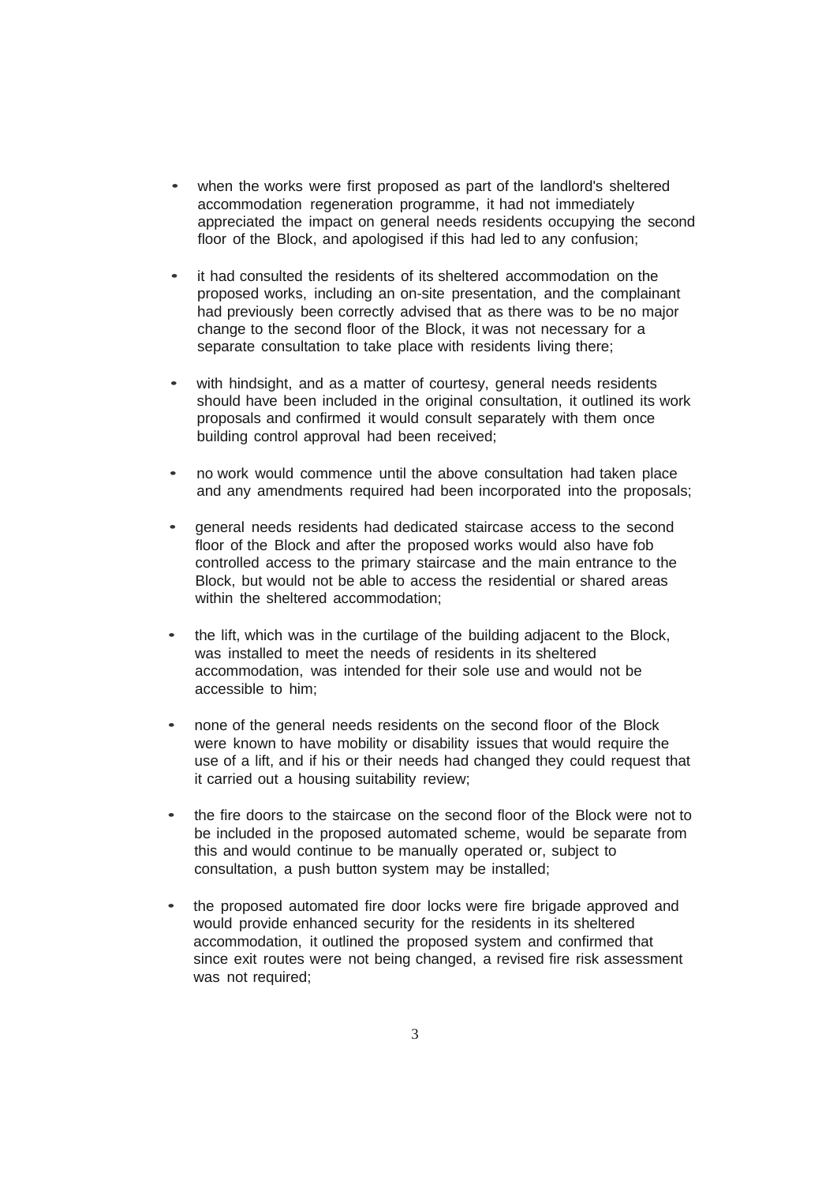- when the works were first proposed as part of the landlord's sheltered accommodation regeneration programme, it had not immediately appreciated the impact on general needs residents occupying the second floor of the Block, and apologised if this had led to any confusion;

- it had consulted the residents of its sheltered accommodation on the proposed works, including an on-site presentation, and the complainant had previously been correctly advised that as there was to be no major change to the second floor of the Block, it was not necessary for a separate consultation to take place with residents living there;

- with hindsight, and as a matter of courtesy, general needs residents should have been included in the original consultation, it outlined its work proposals and confirmed it would consult separately with them once building control approval had been received;

- no work would commence until the above consultation had taken place and any amendments required had been incorporated into the proposals;

- general needs residents had dedicated staircase access to the second floor of the Block and after the proposed works would also have fob controlled access to the primary staircase and the main entrance to the Block, but would not be able to access the residential or shared areas within the sheltered accommodation;

- the lift, which was in the curtilage of the building adjacent to the Block, was installed to meet the needs of residents in its sheltered accommodation, was intended for their sole use and would not be accessible to him;

- none of the general needs residents on the second floor of the Block were known to have mobility or disability issues that would require the use of a lift, and if his or their needs had changed they could request that it carried out a housing suitability review;

- the fire doors to the staircase on the second floor of the Block were not to be included in the proposed automated scheme, would be separate from this and would continue to be manually operated or, subject to consultation, a push button system may be installed;

- the proposed automated fire door locks were fire brigade approved and would provide enhanced security for the residents in its sheltered accommodation, it outlined the proposed system and confirmed that since exit routes were not being changed, a revised fire risk assessment was not required;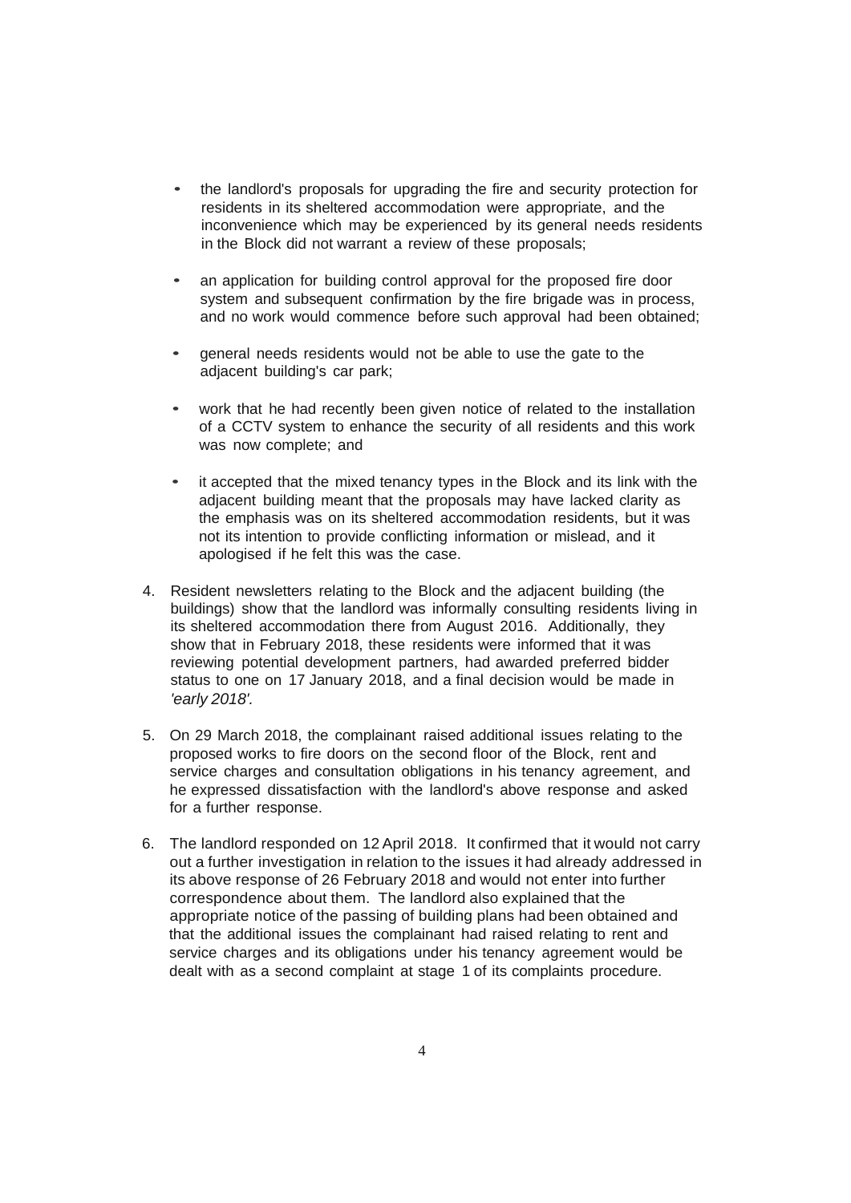- the landlord's proposals for upgrading the fire and security protection for residents in its sheltered accommodation were appropriate, and the inconvenience which may be experienced by its general needs residents in the Block did not warrant a review of these proposals;

- an application for building control approval for the proposed fire door system and subsequent confirmation by the fire brigade was in process, and no work would commence before such approval had been obtained;

- general needs residents would not be able to use the gate to the adjacent building's car park;

- work that he had recently been given notice of related to the installation of a CCTV system to enhance the security of all residents and this work was now complete; and

- it accepted that the mixed tenancy types in the Block and its link with the adjacent building meant that the proposals may have lacked clarity as the emphasis was on its sheltered accommodation residents, but it was not its intention to provide conflicting information or mislead, and it apologised if he felt this was the case.

4. Resident newsletters relating to the Block and the adjacent building (the buildings) show that the landlord was informally consulting residents living in its sheltered accommodation there from August 2016. Additionally, they show that in February 2018, these residents were informed that it was reviewing potential development partners, had awarded preferred bidder status to one on 17 January 2018, and a final decision would be made in *'early 2018'.*

5. On 29 March 2018, the complainant raised additional issues relating to the proposed works to fire doors on the second floor of the Block, rent and service charges and consultation obligations in his tenancy agreement, and he expressed dissatisfaction with the landlord's above response and asked for a further response.

6. The landlord responded on 12 April 2018. It confirmed that it would not carry out a further investigation in relation to the issues it had already addressed in its above response of 26 February 2018 and would not enter into further correspondence about them. The landlord also explained that the appropriate notice of the passing of building plans had been obtained and that the additional issues the complainant had raised relating to rent and service charges and its obligations under his tenancy agreement would be dealt with as a second complaint at stage 1 of its complaints procedure.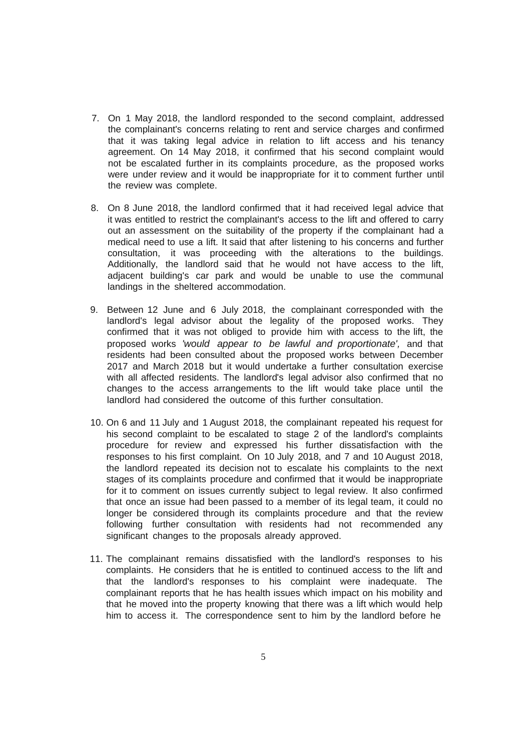7. On 1 May 2018, the landlord responded to the second complaint, addressed the complainant's concerns relating to rent and service charges and confirmed that it was taking legal advice in relation to lift access and his tenancy agreement. On 14 May 2018, it confirmed that his second complaint would not be escalated further in its complaints procedure, as the proposed works were under review and it would be inappropriate for it to comment further until the review was complete.

8. On 8 June 2018, the landlord confirmed that it had received legal advice that it was entitled to restrict the complainant's access to the lift and offered to carry out an assessment on the suitability of the property if the complainant had a medical need to use a lift. It said that after listening to his concerns and further consultation, it was proceeding with the alterations to the buildings. Additionally, the landlord said that he would not have access to the lift, adjacent building's car park and would be unable to use the communal landings in the sheltered accommodation.

9. Between 12 June and 6 July 2018, the complainant corresponded with the landlord's legal advisor about the legality of the proposed works. They confirmed that it was not obliged to provide him with access to the lift, the proposed works *'would appear to be lawful and proportionate',* and that residents had been consulted about the proposed works between December 2017 and March 2018 but it would undertake a further consultation exercise with all affected residents. The landlord's legal advisor also confirmed that no changes to the access arrangements to the lift would take place until the landlord had considered the outcome of this further consultation.

10. On 6 and 11 July and 1 August 2018, the complainant repeated his request for his second complaint to be escalated to stage 2 of the landlord's complaints procedure for review and expressed his further dissatisfaction with the responses to his first complaint. On 10 July 2018, and 7 and 10 August 2018, the landlord repeated its decision not to escalate his complaints to the next stages of its complaints procedure and confirmed that it would be inappropriate for it to comment on issues currently subject to legal review. It also confirmed that once an issue had been passed to a member of its legal team, it could no longer be considered through its complaints procedure and that the review following further consultation with residents had not recommended any significant changes to the proposals already approved.

11. The complainant remains dissatisfied with the landlord's responses to his complaints. He considers that he is entitled to continued access to the lift and that the landlord's responses to his complaint were inadequate. The complainant reports that he has health issues which impact on his mobility and that he moved into the property knowing that there was a lift which would help him to access it. The correspondence sent to him by the landlord before he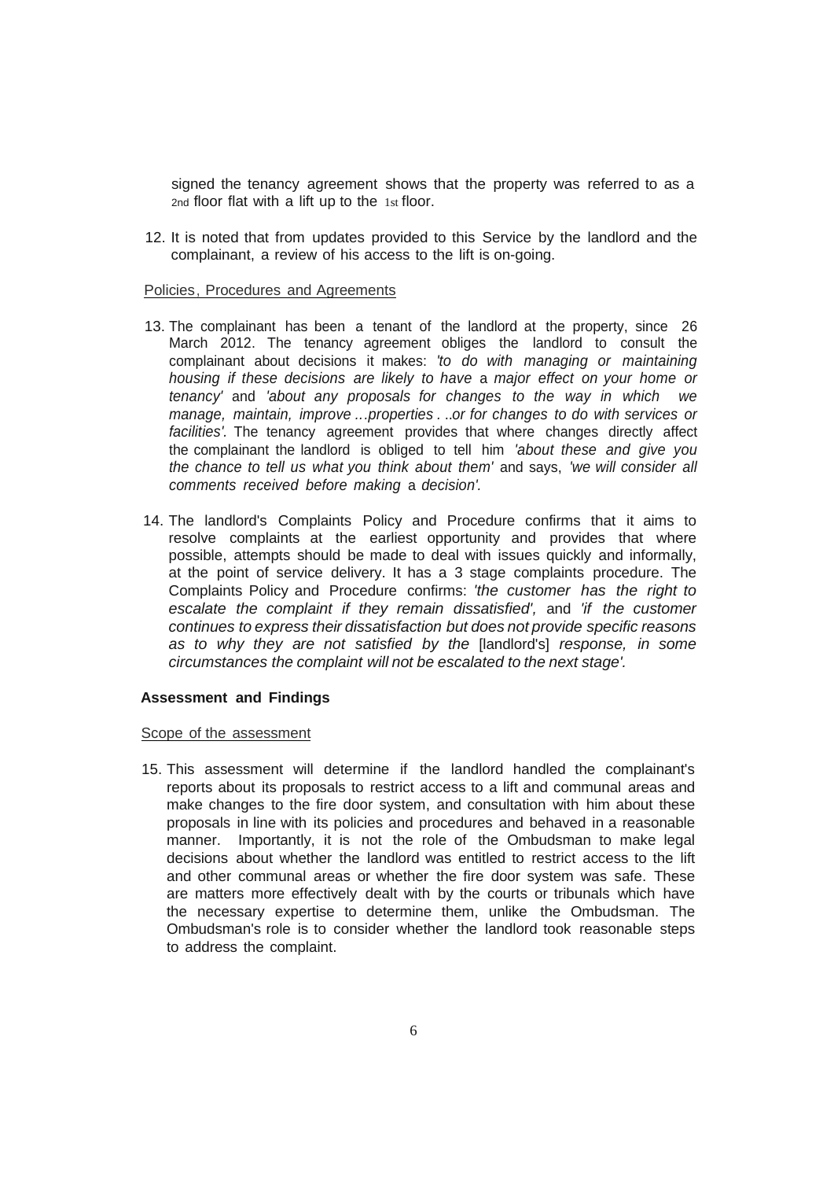signed the tenancy agreement shows that the property was referred to as a 2nd floor flat with a lift up to the 1st floor.

12. It is noted that from updates provided to this Service by the landlord and the complainant, a review of his access to the lift is on-going.

Policies, Procedures and Agreements

13. The complainant has been a tenant of the landlord at the property, since 26 March 2012. The tenancy agreement obliges the landlord to consult the complainant about decisions it makes: *'to do with managing or maintaining housing if these decisions are likely to have* a *major effect on your home or tenancy'* and *'about any proposals for changes to the way in which we manage, maintain, improve ...properties . ..or for changes to do with services or facilities'.* The tenancy agreement provides that where changes directly affect the complainant the landlord is obliged to tell him *'about these and give you the chance to tell us what you think about them'* and says, *'we will consider all comments received before making* a *decision'.*

14. The landlord's Complaints Policy and Procedure confirms that it aims to resolve complaints at the earliest opportunity and provides that where possible, attempts should be made to deal with issues quickly and informally, at the point of service delivery. It has a 3 stage complaints procedure. The Complaints Policy and Procedure confirms: *'the customer has the right to escalate the complaint if they remain dissatisfied',* and *'if the customer continues to express their dissatisfaction but does not provide specific reasons as to why they are not satisfied by the* [landlord's] *response, in some circumstances the complaint will not be escalated to the next stage'.*

**Assessment and Findings**

Scope of the assessment

15. This assessment will determine if the landlord handled the complainant's reports about its proposals to restrict access to a lift and communal areas and make changes to the fire door system, and consultation with him about these proposals in line with its policies and procedures and behaved in a reasonable manner. Importantly, it is not the role of the Ombudsman to make legal decisions about whether the landlord was entitled to restrict access to the lift and other communal areas or whether the fire door system was safe. These are matters more effectively dealt with by the courts or tribunals which have the necessary expertise to determine them, unlike the Ombudsman. The Ombudsman's role is to consider whether the landlord took reasonable steps to address the complaint.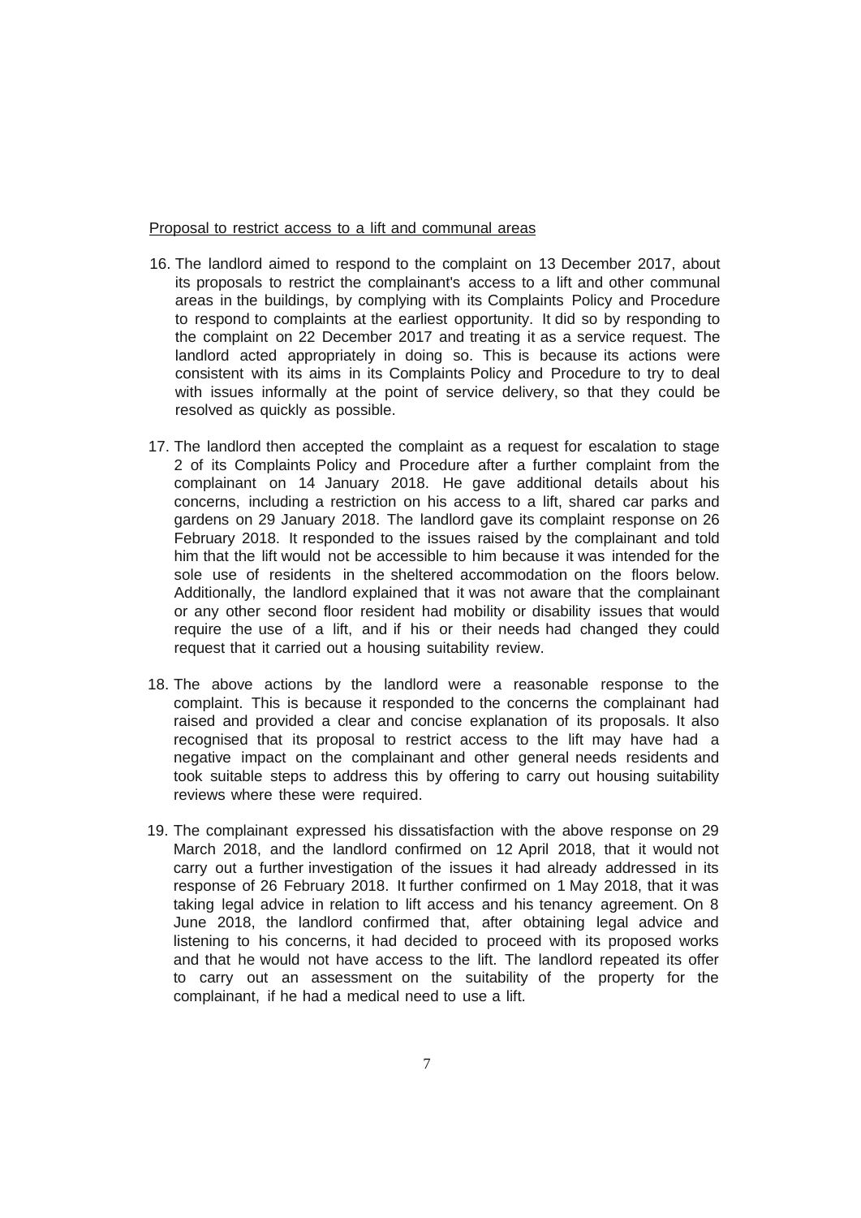Proposal to restrict access to a lift and communal areas

16. The landlord aimed to respond to the complaint on 13 December 2017, about its proposals to restrict the complainant's access to a lift and other communal areas in the buildings, by complying with its Complaints Policy and Procedure to respond to complaints at the earliest opportunity. It did so by responding to the complaint on 22 December 2017 and treating it as a service request. The landlord acted appropriately in doing so. This is because its actions were consistent with its aims in its Complaints Policy and Procedure to try to deal with issues informally at the point of service delivery, so that they could be resolved as quickly as possible.

17. The landlord then accepted the complaint as a request for escalation to stage 2 of its Complaints Policy and Procedure after a further complaint from the complainant on 14 January 2018. He gave additional details about his concerns, including a restriction on his access to a lift, shared car parks and gardens on 29 January 2018. The landlord gave its complaint response on 26 February 2018. It responded to the issues raised by the complainant and told him that the lift would not be accessible to him because it was intended for the sole use of residents in the sheltered accommodation on the floors below. Additionally, the landlord explained that it was not aware that the complainant or any other second floor resident had mobility or disability issues that would require the use of a lift, and if his or their needs had changed they could request that it carried out a housing suitability review.

18. The above actions by the landlord were a reasonable response to the complaint. This is because it responded to the concerns the complainant had raised and provided a clear and concise explanation of its proposals. It also recognised that its proposal to restrict access to the lift may have had a negative impact on the complainant and other general needs residents and took suitable steps to address this by offering to carry out housing suitability reviews where these were required.

19. The complainant expressed his dissatisfaction with the above response on 29 March 2018, and the landlord confirmed on 12 April 2018, that it would not carry out a further investigation of the issues it had already addressed in its response of 26 February 2018. It further confirmed on 1 May 2018, that it was taking legal advice in relation to lift access and his tenancy agreement. On 8 June 2018, the landlord confirmed that, after obtaining legal advice and listening to his concerns, it had decided to proceed with its proposed works and that he would not have access to the lift. The landlord repeated its offer to carry out an assessment on the suitability of the property for the complainant, if he had a medical need to use a lift.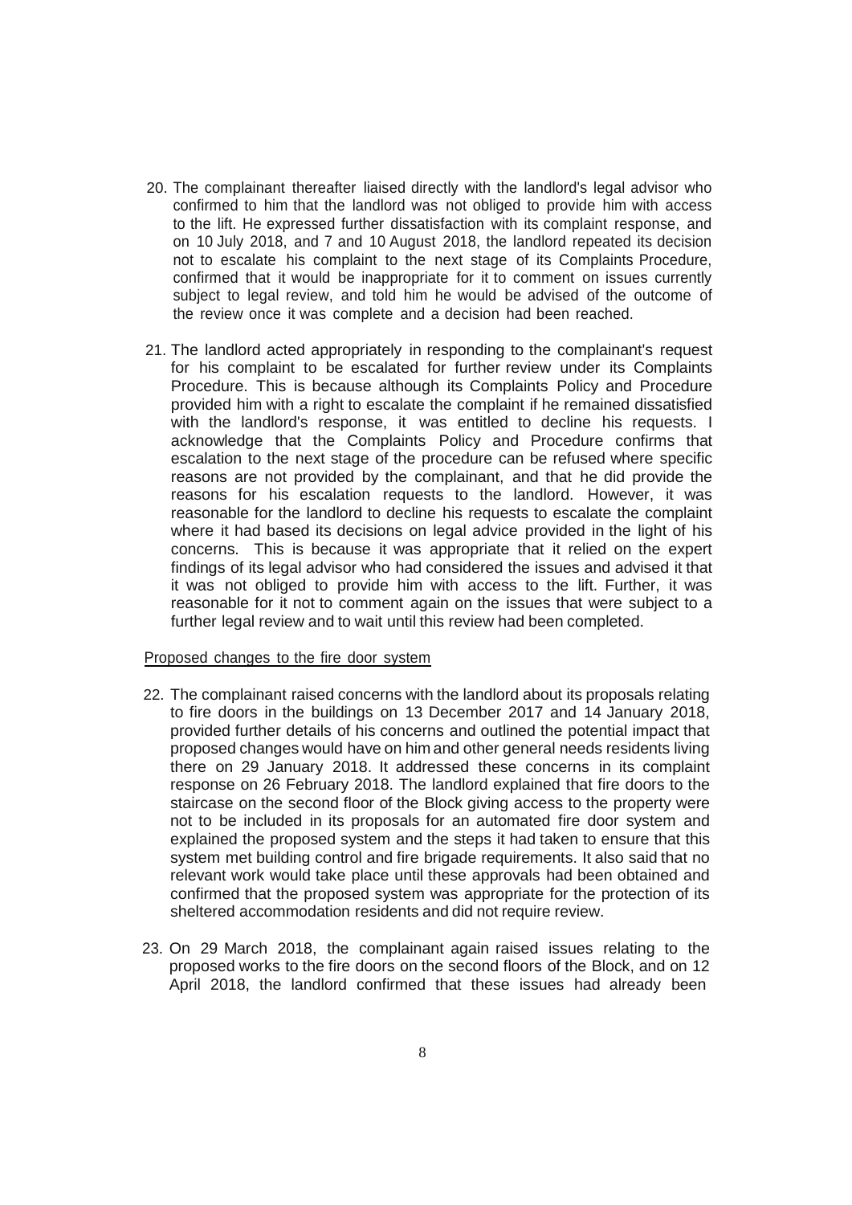20. The complainant thereafter liaised directly with the landlord's legal advisor who confirmed to him that the landlord was not obliged to provide him with access to the lift. He expressed further dissatisfaction with its complaint response, and on 10 July 2018, and 7 and 10 August 2018, the landlord repeated its decision not to escalate his complaint to the next stage of its Complaints Procedure, confirmed that it would be inappropriate for it to comment on issues currently subject to legal review, and told him he would be advised of the outcome of the review once it was complete and a decision had been reached.

21. The landlord acted appropriately in responding to the complainant's request for his complaint to be escalated for further review under its Complaints Procedure. This is because although its Complaints Policy and Procedure provided him with a right to escalate the complaint if he remained dissatisfied with the landlord's response, it was entitled to decline his requests. I acknowledge that the Complaints Policy and Procedure confirms that escalation to the next stage of the procedure can be refused where specific reasons are not provided by the complainant, and that he did provide the reasons for his escalation requests to the landlord. However, it was reasonable for the landlord to decline his requests to escalate the complaint where it had based its decisions on legal advice provided in the light of his concerns. This is because it was appropriate that it relied on the expert findings of its legal advisor who had considered the issues and advised it that it was not obliged to provide him with access to the lift. Further, it was reasonable for it not to comment again on the issues that were subject to a further legal review and to wait until this review had been completed.

Proposed changes to the fire door system

22. The complainant raised concerns with the landlord about its proposals relating to fire doors in the buildings on 13 December 2017 and 14 January 2018, provided further details of his concerns and outlined the potential impact that proposed changes would have on him and other general needs residents living there on 29 January 2018. It addressed these concerns in its complaint response on 26 February 2018. The landlord explained that fire doors to the staircase on the second floor of the Block giving access to the property were not to be included in its proposals for an automated fire door system and explained the proposed system and the steps it had taken to ensure that this system met building control and fire brigade requirements. It also said that no relevant work would take place until these approvals had been obtained and confirmed that the proposed system was appropriate for the protection of its sheltered accommodation residents and did not require review.

23. On 29 March 2018, the complainant again raised issues relating to the proposed works to the fire doors on the second floors of the Block, and on 12 April 2018, the landlord confirmed that these issues had already been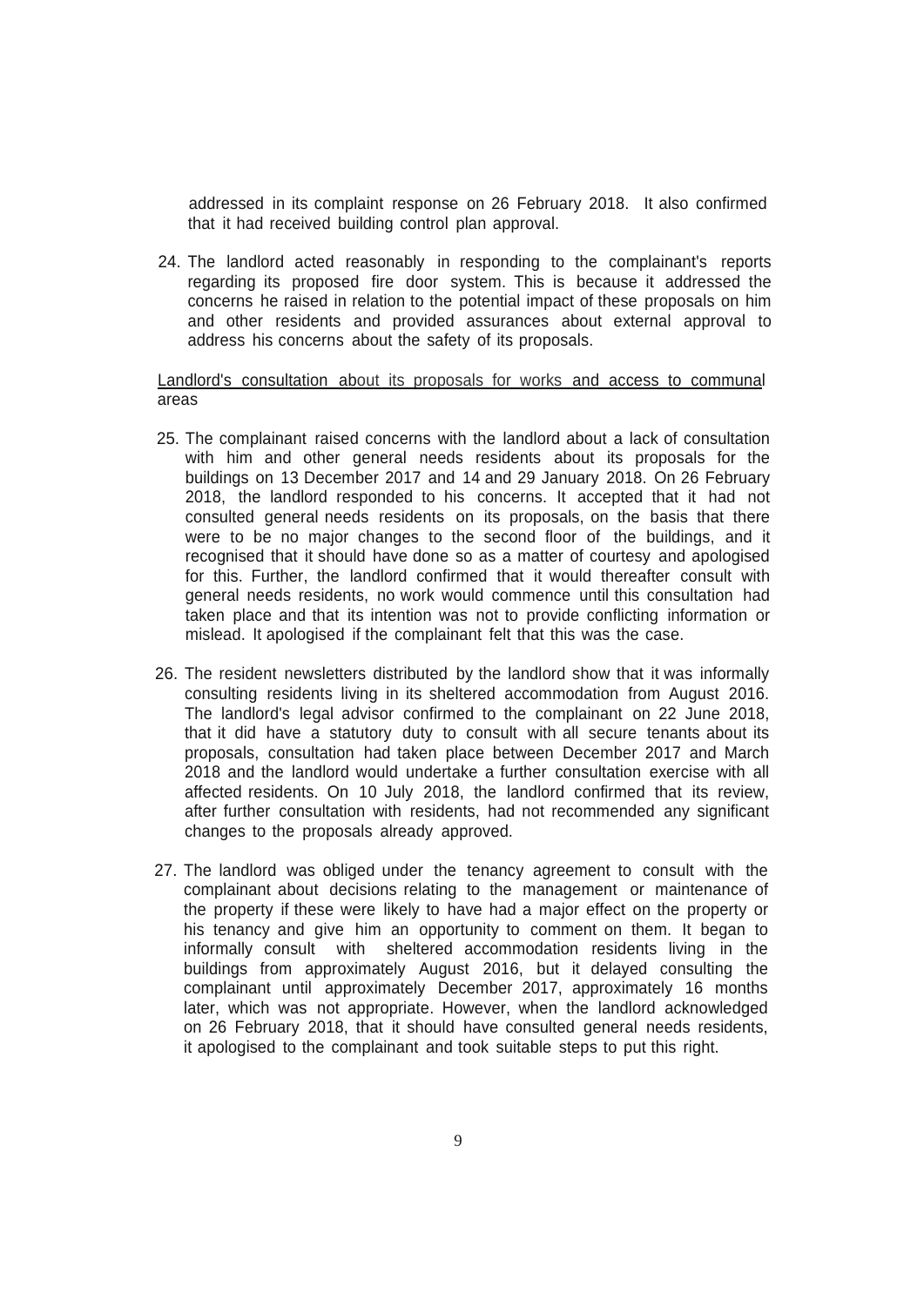addressed in its complaint response on 26 February 2018. It also confirmed that it had received building control plan approval.

24. The landlord acted reasonably in responding to the complainant's reports regarding its proposed fire door system. This is because it addressed the concerns he raised in relation to the potential impact of these proposals on him and other residents and provided assurances about external approval to address his concerns about the safety of its proposals.

Landlord's consultation about its proposals for works and access to communal areas

25. The complainant raised concerns with the landlord about a lack of consultation with him and other general needs residents about its proposals for the buildings on 13 December 2017 and 14 and 29 January 2018. On 26 February 2018, the landlord responded to his concerns. It accepted that it had not consulted general needs residents on its proposals, on the basis that there were to be no major changes to the second floor of the buildings, and it recognised that it should have done so as a matter of courtesy and apologised for this. Further, the landlord confirmed that it would thereafter consult with general needs residents, no work would commence until this consultation had taken place and that its intention was not to provide conflicting information or mislead. It apologised if the complainant felt that this was the case.

26. The resident newsletters distributed by the landlord show that it was informally consulting residents living in its sheltered accommodation from August 2016. The landlord's legal advisor confirmed to the complainant on 22 June 2018, that it did have a statutory duty to consult with all secure tenants about its proposals, consultation had taken place between December 2017 and March 2018 and the landlord would undertake a further consultation exercise with all affected residents. On 10 July 2018, the landlord confirmed that its review, after further consultation with residents, had not recommended any significant changes to the proposals already approved.

27. The landlord was obliged under the tenancy agreement to consult with the complainant about decisions relating to the management or maintenance of the property if these were likely to have had a major effect on the property or his tenancy and give him an opportunity to comment on them. It began to informally consult with sheltered accommodation residents living in the buildings from approximately August 2016, but it delayed consulting the complainant until approximately December 2017, approximately 16 months later, which was not appropriate. However, when the landlord acknowledged on 26 February 2018, that it should have consulted general needs residents, it apologised to the complainant and took suitable steps to put this right.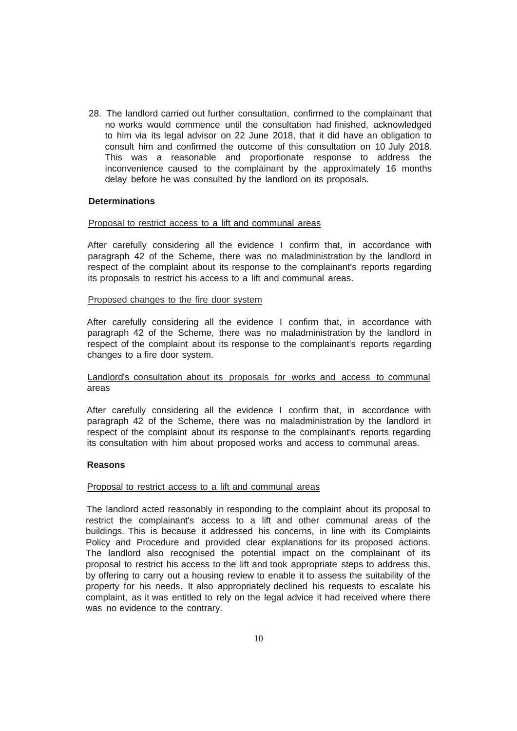28. The landlord carried out further consultation, confirmed to the complainant that no works would commence until the consultation had finished, acknowledged to him via its legal advisor on 22 June 2018, that it did have an obligation to consult him and confirmed the outcome of this consultation on 10 July 2018. This was a reasonable and proportionate response to address the inconvenience caused to the complainant by the approximately 16 months delay before he was consulted by the landlord on its proposals.

**Determinations**

Proposal to restrict access to a lift and communal areas

After carefully considering all the evidence I confirm that, in accordance with paragraph 42 of the Scheme, there was no maladministration by the landlord in respect of the complaint about its response to the complainant's reports regarding its proposals to restrict his access to a lift and communal areas.

Proposed changes to the fire door system

After carefully considering all the evidence I confirm that, in accordance with paragraph 42 of the Scheme, there was no maladministration by the landlord in respect of the complaint about its response to the complainant's reports regarding changes to a fire door system.

Landlord's consultation about its proposals for works and access to communal areas

After carefully considering all the evidence I confirm that, in accordance with paragraph 42 of the Scheme, there was no maladministration by the landlord in respect of the complaint about its response to the complainant's reports regarding its consultation with him about proposed works and access to communal areas.

**Reasons**

Proposal to restrict access to a lift and communal areas

The landlord acted reasonably in responding to the complaint about its proposal to restrict the complainant's access to a lift and other communal areas of the buildings. This is because it addressed his concerns, in line with its Complaints Policy and Procedure and provided clear explanations for its proposed actions. The landlord also recognised the potential impact on the complainant of its proposal to restrict his access to the lift and took appropriate steps to address this, by offering to carry out a housing review to enable it to assess the suitability of the property for his needs. It also appropriately declined his requests to escalate his complaint, as it was entitled to rely on the legal advice it had received where there was no evidence to the contrary.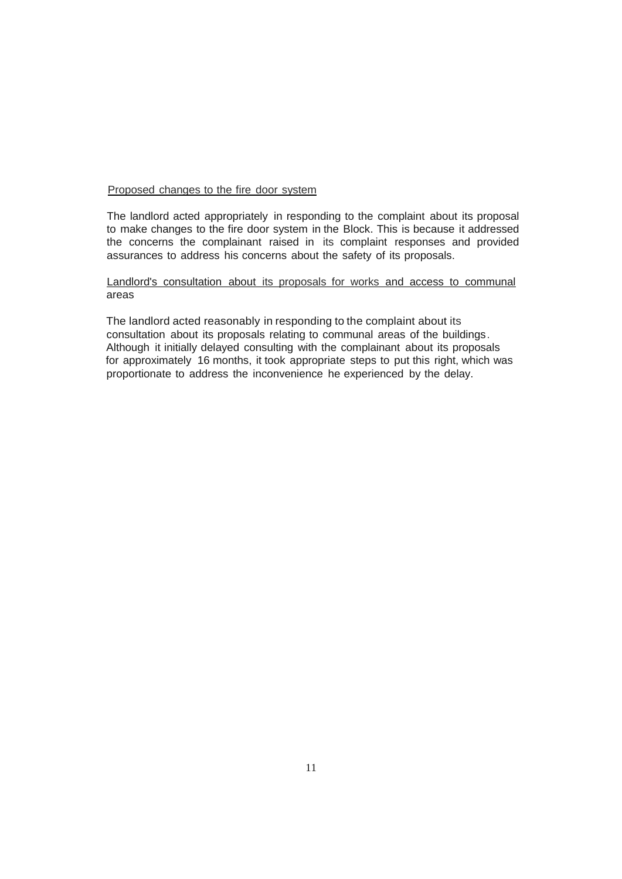Proposed changes to the fire door system

The landlord acted appropriately in responding to the complaint about its proposal to make changes to the fire door system in the Block. This is because it addressed the concerns the complainant raised in its complaint responses and provided assurances to address his concerns about the safety of its proposals.

Landlord's consultation about its proposals for works and access to communal areas

The landlord acted reasonably in responding to the complaint about its consultation about its proposals relating to communal areas of the buildings. Although it initially delayed consulting with the complainant about its proposals for approximately 16 months, it took appropriate steps to put this right, which was proportionate to address the inconvenience he experienced by the delay.